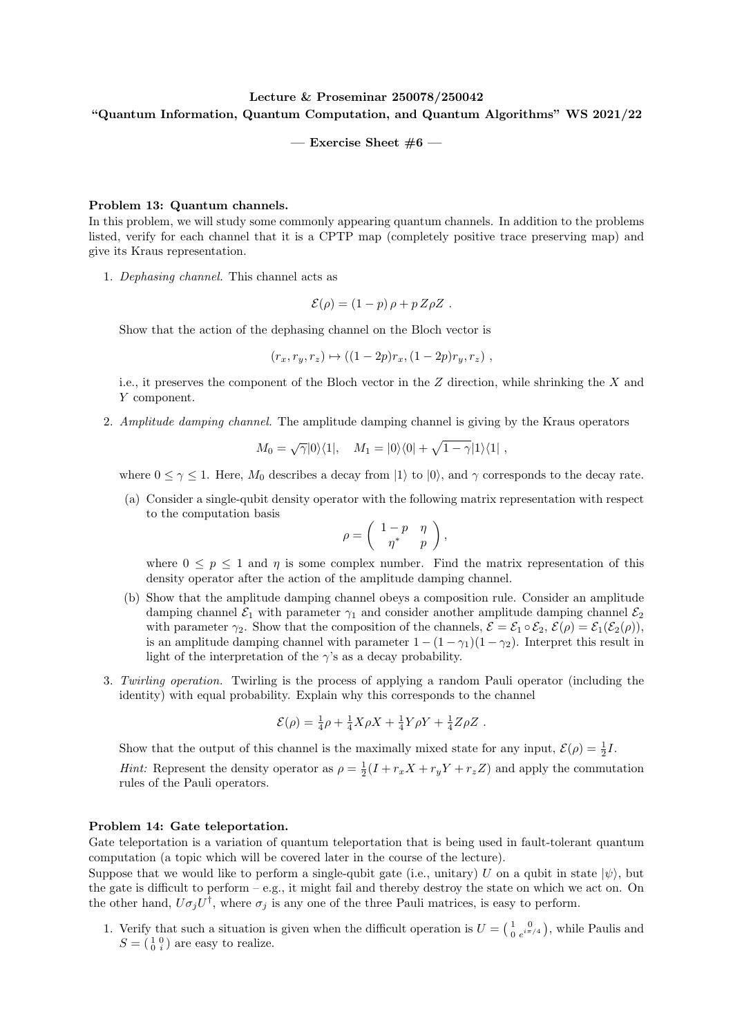**Lecture & Proseminar 250078/250042**
**"Quantum Information, Quantum Computation, and Quantum Algorithms" WS 2021/22**

**— Exercise Sheet #6 —**

**Problem 13: Quantum channels.**

In this problem, we will study some commonly appearing quantum channels. In addition to the problems listed, verify for each channel that it is a CPTP map (completely positive trace preserving map) and give its Kraus representation.

1. *Dephasing channel.* This channel acts as

$$\mathcal{E}(\rho) = (1-p)\,\rho + p\,Z\rho Z\ .$$

Show that the action of the dephasing channel on the Bloch vector is

$$(r_x, r_y, r_z) \mapsto ((1-2p)r_x, (1-2p)r_y, r_z)\ ,$$

i.e., it preserves the component of the Bloch vector in the $Z$ direction, while shrinking the $X$ and $Y$ component.

2. *Amplitude damping channel.* The amplitude damping channel is giving by the Kraus operators

$$M_0 = \sqrt{\gamma}|0\rangle\langle 1|, \quad M_1 = |0\rangle\langle 0| + \sqrt{1-\gamma}|1\rangle\langle 1|\ ,$$

where $0 \le \gamma \le 1$. Here, $M_0$ describes a decay from $|1\rangle$ to $|0\rangle$, and $\gamma$ corresponds to the decay rate.

   (a) Consider a single-qubit density operator with the following matrix representation with respect to the computation basis

$$\rho = \begin{pmatrix} 1-p & \eta \\ \eta^* & p \end{pmatrix},$$

   where $0 \le p \le 1$ and $\eta$ is some complex number. Find the matrix representation of this density operator after the action of the amplitude damping channel.

   (b) Show that the amplitude damping channel obeys a composition rule. Consider an amplitude damping channel $\mathcal{E}_1$ with parameter $\gamma_1$ and consider another amplitude damping channel $\mathcal{E}_2$ with parameter $\gamma_2$. Show that the composition of the channels, $\mathcal{E} = \mathcal{E}_1 \circ \mathcal{E}_2$, $\mathcal{E}(\rho) = \mathcal{E}_1(\mathcal{E}_2(\rho))$, is an amplitude damping channel with parameter $1-(1-\gamma_1)(1-\gamma_2)$. Interpret this result in light of the interpretation of the $\gamma$'s as a decay probability.

3. *Twirling operation.* Twirling is the process of applying a random Pauli operator (including the identity) with equal probability. Explain why this corresponds to the channel

$$\mathcal{E}(\rho) = \tfrac{1}{4}\rho + \tfrac{1}{4}X\rho X + \tfrac{1}{4}Y\rho Y + \tfrac{1}{4}Z\rho Z\ .$$

Show that the output of this channel is the maximally mixed state for any input, $\mathcal{E}(\rho) = \frac{1}{2}I$.

*Hint:* Represent the density operator as $\rho = \frac{1}{2}(I + r_x X + r_y Y + r_z Z)$ and apply the commutation rules of the Pauli operators.

**Problem 14: Gate teleportation.**

Gate teleportation is a variation of quantum teleportation that is being used in fault-tolerant quantum computation (a topic which will be covered later in the course of the lecture).

Suppose that we would like to perform a single-qubit gate (i.e., unitary) $U$ on a qubit in state $|\psi\rangle$, but the gate is difficult to perform – e.g., it might fail and thereby destroy the state on which we act on. On the other hand, $U\sigma_j U^\dagger$, where $\sigma_j$ is any one of the three Pauli matrices, is easy to perform.

1. Verify that such a situation is given when the difficult operation is $U = \left(\begin{smallmatrix} 1 & 0 \\ 0 & e^{i\pi/4} \end{smallmatrix}\right)$, while Paulis and $S = \left(\begin{smallmatrix} 1 & 0 \\ 0 & i \end{smallmatrix}\right)$ are easy to realize.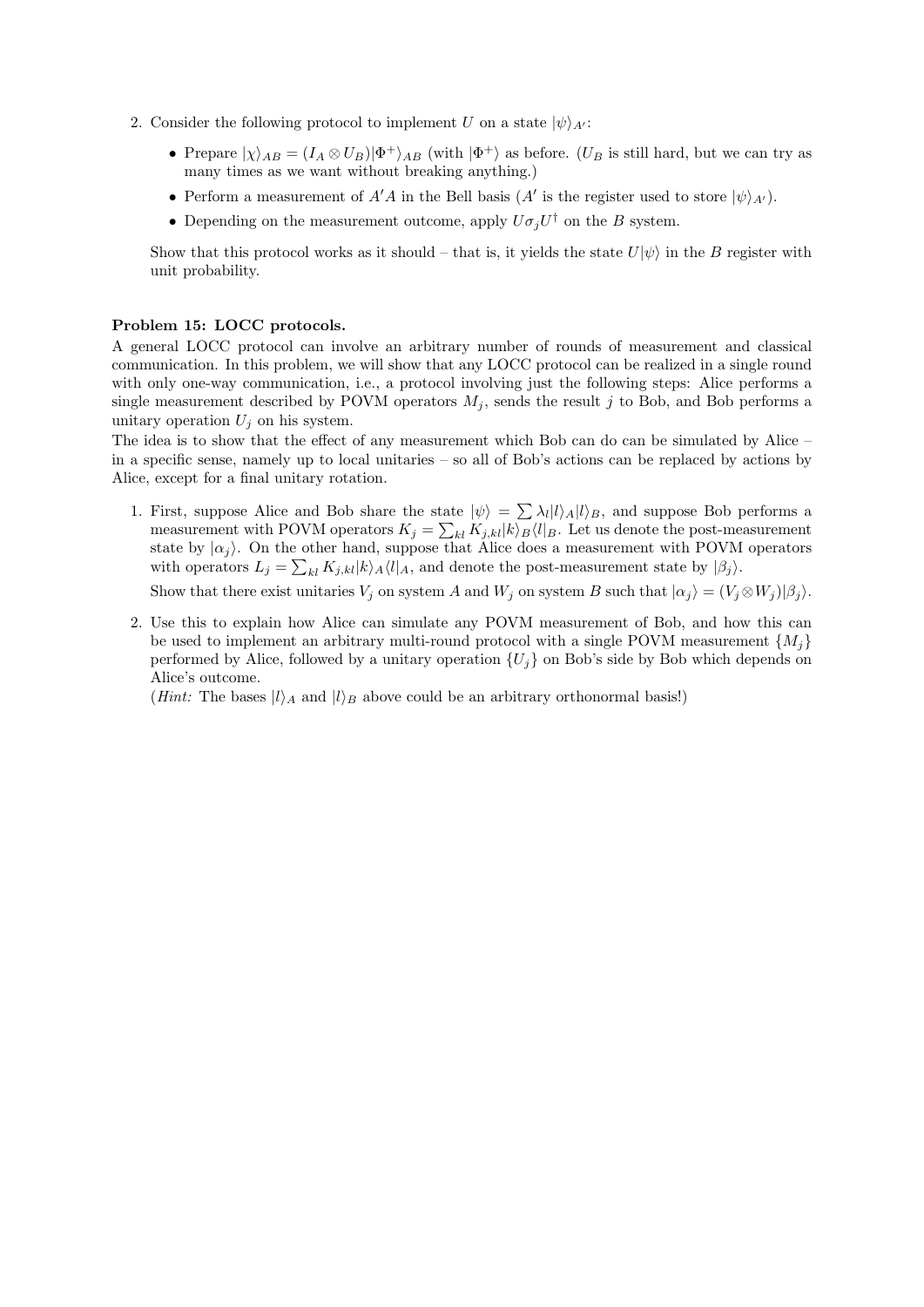2. Consider the following protocol to implement $U$ on a state $|\psi\rangle_{A'}$:

   - Prepare $|\chi\rangle_{AB} = (I_A \otimes U_B)|\Phi^+\rangle_{AB}$ (with $|\Phi^+\rangle$ as before. ($U_B$ is still hard, but we can try as many times as we want without breaking anything.)
   - Perform a measurement of $A'A$ in the Bell basis ($A'$ is the register used to store $|\psi\rangle_{A'}$).
   - Depending on the measurement outcome, apply $U\sigma_j U^\dagger$ on the $B$ system.

   Show that this protocol works as it should – that is, it yields the state $U|\psi\rangle$ in the $B$ register with unit probability.

**Problem 15: LOCC protocols.**

A general LOCC protocol can involve an arbitrary number of rounds of measurement and classical communication. In this problem, we will show that any LOCC protocol can be realized in a single round with only one-way communication, i.e., a protocol involving just the following steps: Alice performs a single measurement described by POVM operators $M_j$, sends the result $j$ to Bob, and Bob performs a unitary operation $U_j$ on his system.

The idea is to show that the effect of any measurement which Bob can do can be simulated by Alice – in a specific sense, namely up to local unitaries – so all of Bob's actions can be replaced by actions by Alice, except for a final unitary rotation.

1. First, suppose Alice and Bob share the state $|\psi\rangle = \sum \lambda_l |l\rangle_A |l\rangle_B$, and suppose Bob performs a measurement with POVM operators $K_j = \sum_{kl} K_{j,kl} |k\rangle_B \langle l|_B$. Let us denote the post-measurement state by $|\alpha_j\rangle$. On the other hand, suppose that Alice does a measurement with POVM operators with operators $L_j = \sum_{kl} K_{j,kl} |k\rangle_A \langle l|_A$, and denote the post-measurement state by $|\beta_j\rangle$.

   Show that there exist unitaries $V_j$ on system $A$ and $W_j$ on system $B$ such that $|\alpha_j\rangle = (V_j \otimes W_j)|\beta_j\rangle$.

2. Use this to explain how Alice can simulate any POVM measurement of Bob, and how this can be used to implement an arbitrary multi-round protocol with a single POVM measurement $\{M_j\}$ performed by Alice, followed by a unitary operation $\{U_j\}$ on Bob's side by Bob which depends on Alice's outcome.

   (*Hint:* The bases $|l\rangle_A$ and $|l\rangle_B$ above could be an arbitrary orthonormal basis!)